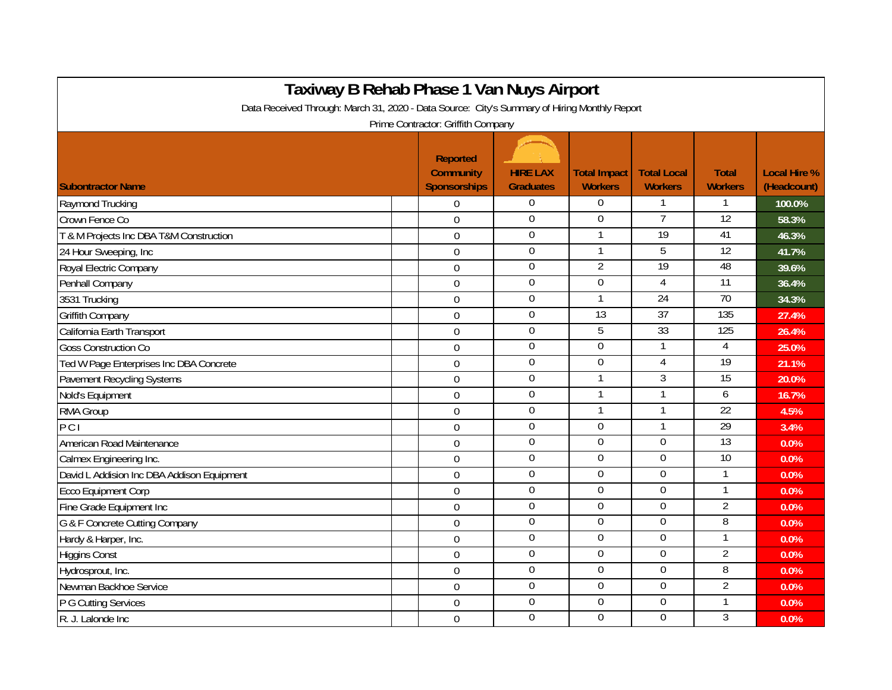# Taxiway B Rehab Phase 1 Van Nuys Airport

Data Received Through: March 31, 2020 - Data Source: City's Summary of Hiring Monthly Report

Prime Contractor: Griffith Company

| Subontractor Name | Reported Community Sponsorships | HIRE LAX Graduates | Total Impact Workers | Total Local Workers | Total Workers | Local Hire % (Headcount) |
|---|---|---|---|---|---|---|
| Raymond Trucking | 0 | 0 | 0 | 1 | 1 | 100.0% |
| Crown Fence Co | 0 | 0 | 0 | 7 | 12 | 58.3% |
| T & M Projects Inc DBA T&M Construction | 0 | 0 | 1 | 19 | 41 | 46.3% |
| 24 Hour Sweeping, Inc | 0 | 0 | 1 | 5 | 12 | 41.7% |
| Royal Electric Company | 0 | 0 | 2 | 19 | 48 | 39.6% |
| Penhall Company | 0 | 0 | 0 | 4 | 11 | 36.4% |
| 3531 Trucking | 0 | 0 | 1 | 24 | 70 | 34.3% |
| Griffith Company | 0 | 0 | 13 | 37 | 135 | 27.4% |
| California Earth Transport | 0 | 0 | 5 | 33 | 125 | 26.4% |
| Goss Construction Co | 0 | 0 | 0 | 1 | 4 | 25.0% |
| Ted W Page Enterprises Inc DBA Concrete | 0 | 0 | 0 | 4 | 19 | 21.1% |
| Pavement Recycling Systems | 0 | 0 | 1 | 3 | 15 | 20.0% |
| Nold's Equipment | 0 | 0 | 1 | 1 | 6 | 16.7% |
| RMA Group | 0 | 0 | 1 | 1 | 22 | 4.5% |
| P C I | 0 | 0 | 0 | 1 | 29 | 3.4% |
| American Road Maintenance | 0 | 0 | 0 | 0 | 13 | 0.0% |
| Calmex Engineering Inc. | 0 | 0 | 0 | 0 | 10 | 0.0% |
| David L Addision Inc DBA Addison Equipment | 0 | 0 | 0 | 0 | 1 | 0.0% |
| Ecco Equipment Corp | 0 | 0 | 0 | 0 | 1 | 0.0% |
| Fine Grade Equipment Inc | 0 | 0 | 0 | 0 | 2 | 0.0% |
| G & F Concrete Cutting Company | 0 | 0 | 0 | 0 | 8 | 0.0% |
| Hardy & Harper, Inc. | 0 | 0 | 0 | 0 | 1 | 0.0% |
| Higgins Const | 0 | 0 | 0 | 0 | 2 | 0.0% |
| Hydrosprout, Inc. | 0 | 0 | 0 | 0 | 8 | 0.0% |
| Newman Backhoe Service | 0 | 0 | 0 | 0 | 2 | 0.0% |
| P G Cutting Services | 0 | 0 | 0 | 0 | 1 | 0.0% |
| R. J. Lalonde Inc | 0 | 0 | 0 | 0 | 3 | 0.0% |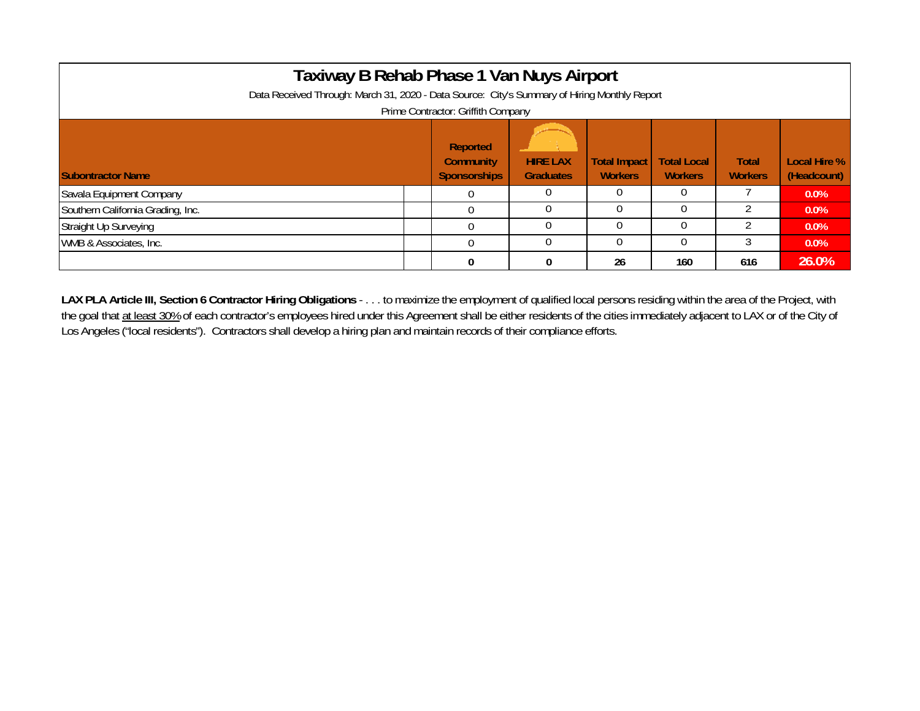## Taxiway B Rehab Phase 1 Van Nuys Airport

Data Received Through: March 31, 2020 - Data Source: City's Summary of Hiring Monthly Report

Prime Contractor: Griffith Company

| Subontractor Name | | Reported Community Sponsorships | HIRE LAX Graduates | Total Impact Workers | Total Local Workers | Total Workers | Local Hire % (Headcount) |
|---|---|---|---|---|---|---|---|
| Savala Equipment Company | | 0 | 0 | 0 | 0 | 7 | 0.0% |
| Southern California Grading, Inc. | | 0 | 0 | 0 | 0 | 2 | 0.0% |
| Straight Up Surveying | | 0 | 0 | 0 | 0 | 2 | 0.0% |
| WMB & Associates, Inc. | | 0 | 0 | 0 | 0 | 3 | 0.0% |
| | | **0** | **0** | **26** | **160** | **616** | **26.0%** |

**LAX PLA Article III, Section 6 Contractor Hiring Obligations** - . . . to maximize the employment of qualified local persons residing within the area of the Project, with the goal that at least 30% of each contractor's employees hired under this Agreement shall be either residents of the cities immediately adjacent to LAX or of the City of Los Angeles ("local residents"). Contractors shall develop a hiring plan and maintain records of their compliance efforts.